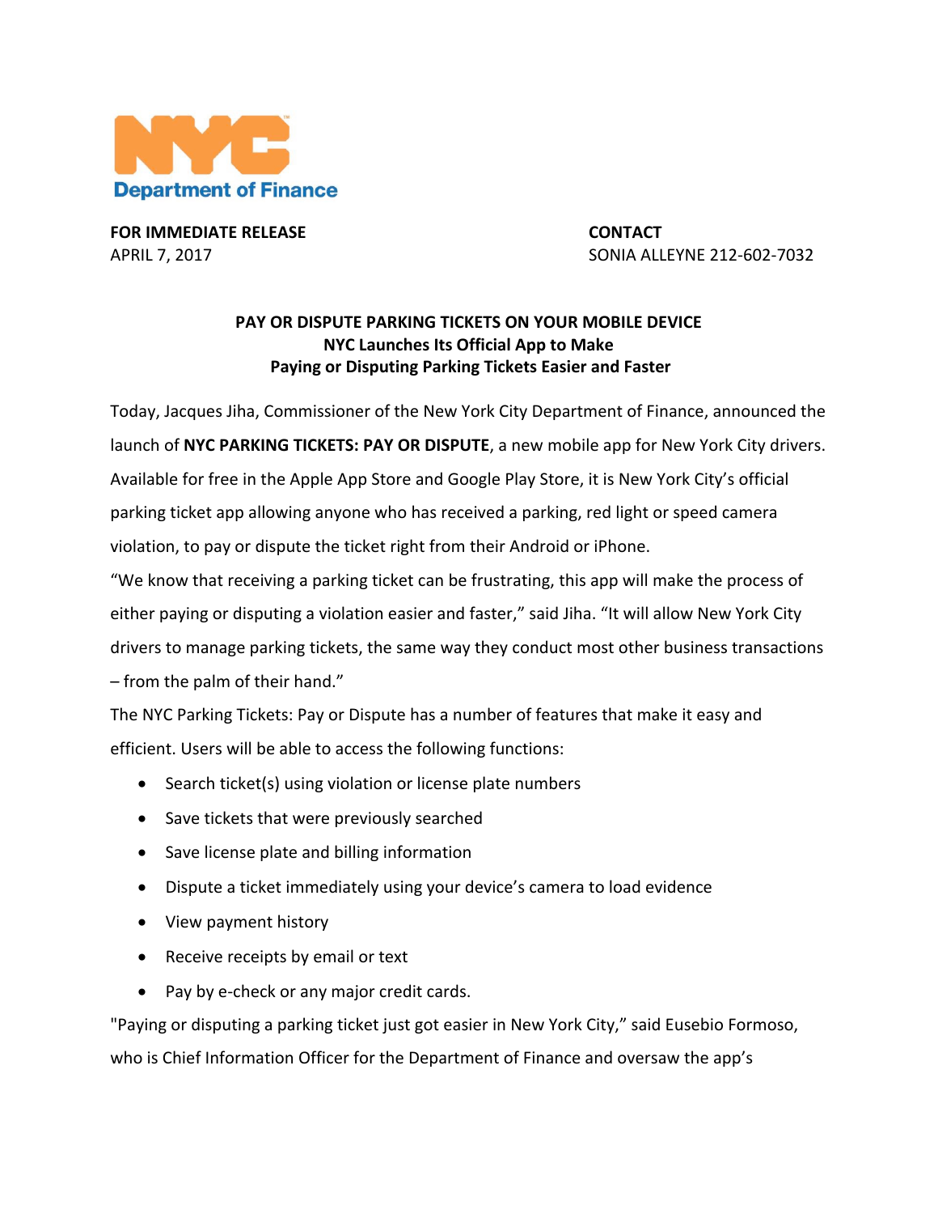**NYC Department of Finance**

**FOR IMMEDIATE RELEASE**
APRIL 7, 2017

**CONTACT**
SONIA ALLEYNE 212-602-7032

## PAY OR DISPUTE PARKING TICKETS ON YOUR MOBILE DEVICE
### NYC Launches Its Official App to Make Paying or Disputing Parking Tickets Easier and Faster

Today, Jacques Jiha, Commissioner of the New York City Department of Finance, announced the launch of **NYC PARKING TICKETS: PAY OR DISPUTE**, a new mobile app for New York City drivers. Available for free in the Apple App Store and Google Play Store, it is New York City's official parking ticket app allowing anyone who has received a parking, red light or speed camera violation, to pay or dispute the ticket right from their Android or iPhone.

"We know that receiving a parking ticket can be frustrating, this app will make the process of either paying or disputing a violation easier and faster," said Jiha. "It will allow New York City drivers to manage parking tickets, the same way they conduct most other business transactions – from the palm of their hand."

The NYC Parking Tickets: Pay or Dispute has a number of features that make it easy and efficient. Users will be able to access the following functions:

- Search ticket(s) using violation or license plate numbers
- Save tickets that were previously searched
- Save license plate and billing information
- Dispute a ticket immediately using your device's camera to load evidence
- View payment history
- Receive receipts by email or text
- Pay by e-check or any major credit cards.

"Paying or disputing a parking ticket just got easier in New York City," said Eusebio Formoso, who is Chief Information Officer for the Department of Finance and oversaw the app's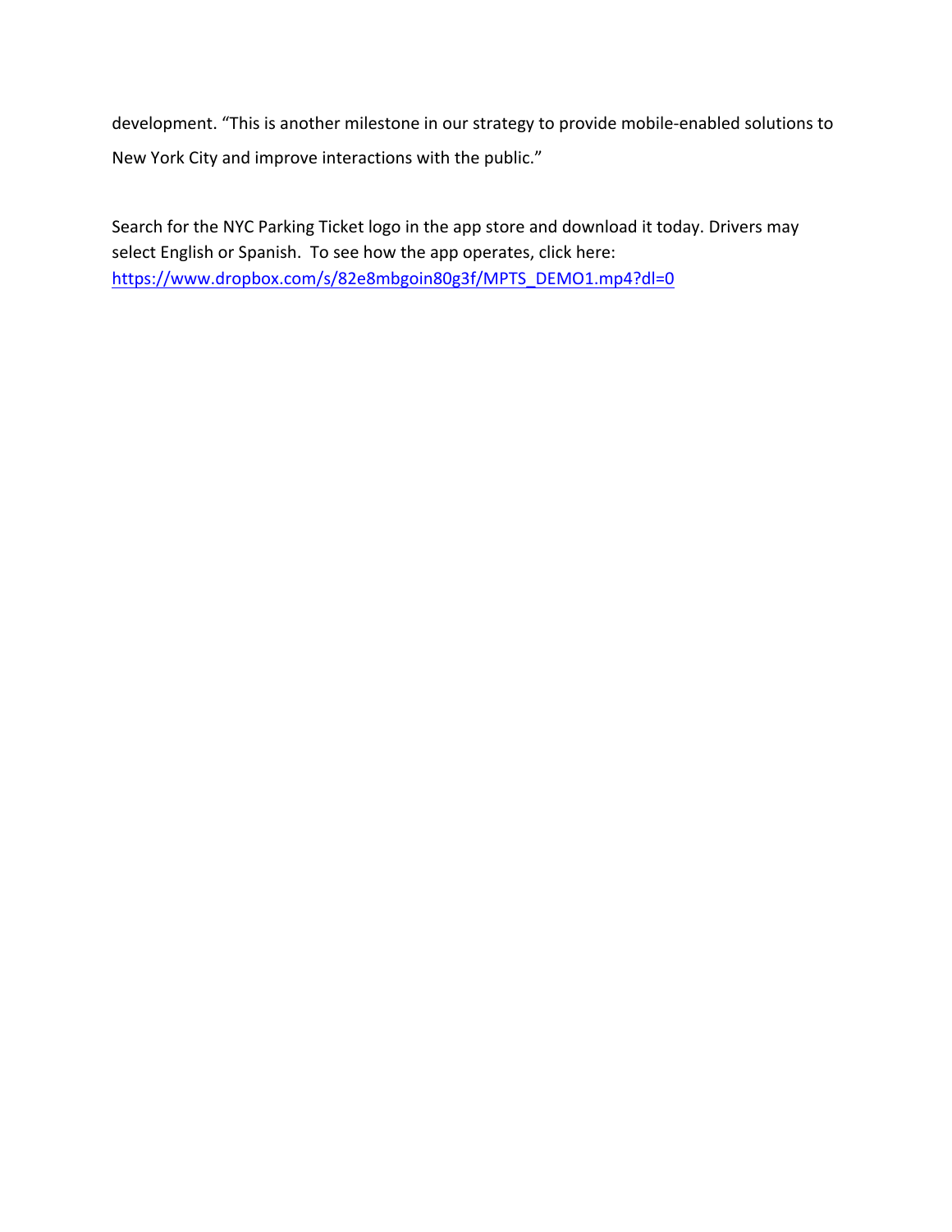development. “This is another milestone in our strategy to provide mobile-enabled solutions to New York City and improve interactions with the public.”

Search for the NYC Parking Ticket logo in the app store and download it today. Drivers may select English or Spanish. To see how the app operates, click here: https://www.dropbox.com/s/82e8mbgoin80g3f/MPTS_DEMO1.mp4?dl=0